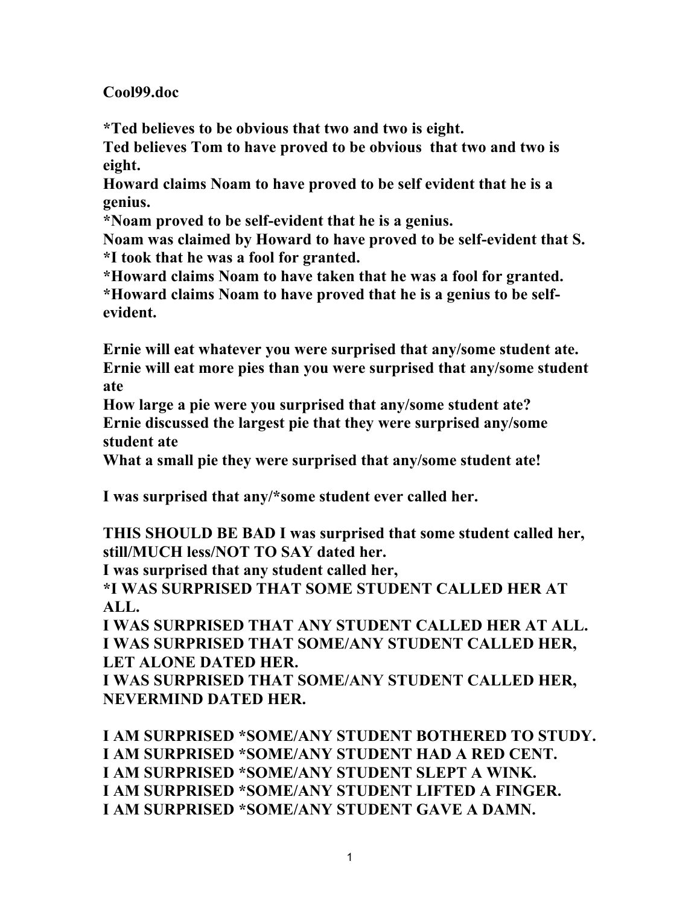**Cool99.doc**

**\*Ted believes to be obvious that two and two is eight.**
**Ted believes Tom to have proved to be obvious that two and two is eight.**
**Howard claims Noam to have proved to be self evident that he is a genius.**
**\*Noam proved to be self-evident that he is a genius.**
**Noam was claimed by Howard to have proved to be self-evident that S.**
**\*I took that he was a fool for granted.**
**\*Howard claims Noam to have taken that he was a fool for granted.**
**\*Howard claims Noam to have proved that he is a genius to be self-evident.**

**Ernie will eat whatever you were surprised that any/some student ate.**
**Ernie will eat more pies than you were surprised that any/some student ate**
**How large a pie were you surprised that any/some student ate?**
**Ernie discussed the largest pie that they were surprised any/some student ate**
**What a small pie they were surprised that any/some student ate!**

**I was surprised that any/\*some student ever called her.**

**THIS SHOULD BE BAD I was surprised that some student called her, still/MUCH less/NOT TO SAY dated her.**
**I was surprised that any student called her,**
**\*I WAS SURPRISED THAT SOME STUDENT CALLED HER AT ALL.**
**I WAS SURPRISED THAT ANY STUDENT CALLED HER AT ALL.**
**I WAS SURPRISED THAT SOME/ANY STUDENT CALLED HER, LET ALONE DATED HER.**
**I WAS SURPRISED THAT SOME/ANY STUDENT CALLED HER, NEVERMIND DATED HER.**

**I AM SURPRISED \*SOME/ANY STUDENT BOTHERED TO STUDY.**
**I AM SURPRISED \*SOME/ANY STUDENT HAD A RED CENT.**
**I AM SURPRISED \*SOME/ANY STUDENT SLEPT A WINK.**
**I AM SURPRISED \*SOME/ANY STUDENT LIFTED A FINGER.**
**I AM SURPRISED \*SOME/ANY STUDENT GAVE A DAMN.**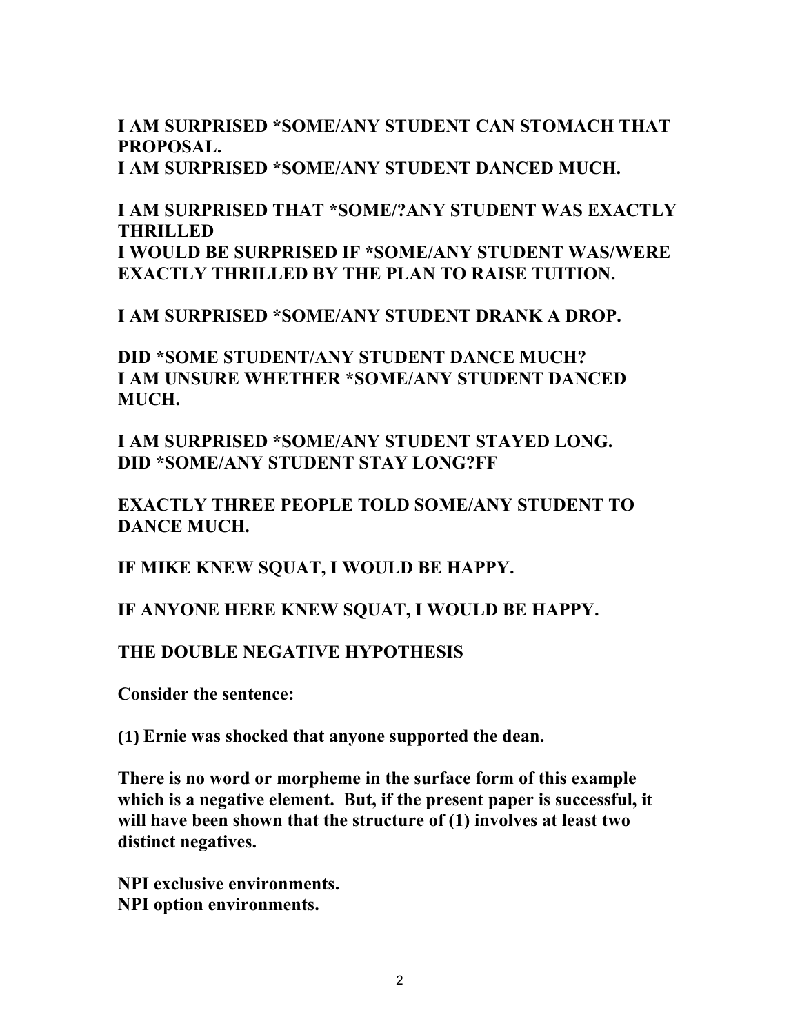**I AM SURPRISED *SOME/ANY STUDENT CAN STOMACH THAT PROPOSAL.**
**I AM SURPRISED *SOME/ANY STUDENT DANCED MUCH.**

**I AM SURPRISED THAT *SOME/?ANY STUDENT WAS EXACTLY THRILLED**
**I WOULD BE SURPRISED IF *SOME/ANY STUDENT WAS/WERE EXACTLY THRILLED BY THE PLAN TO RAISE TUITION.**

**I AM SURPRISED *SOME/ANY STUDENT DRANK A DROP.**

**DID *SOME STUDENT/ANY STUDENT DANCE MUCH?**
**I AM UNSURE WHETHER *SOME/ANY STUDENT DANCED MUCH.**

**I AM SURPRISED *SOME/ANY STUDENT STAYED LONG.**
**DID *SOME/ANY STUDENT STAY LONG?FF**

**EXACTLY THREE PEOPLE TOLD SOME/ANY STUDENT TO DANCE MUCH.**

**IF MIKE KNEW SQUAT, I WOULD BE HAPPY.**

**IF ANYONE HERE KNEW SQUAT, I WOULD BE HAPPY.**

**THE DOUBLE NEGATIVE HYPOTHESIS**

**Consider the sentence:**

**(1) Ernie was shocked that anyone supported the dean.**

**There is no word or morpheme in the surface form of this example which is a negative element. But, if the present paper is successful, it will have been shown that the structure of (1) involves at least two distinct negatives.**

**NPI exclusive environments.**
**NPI option environments.**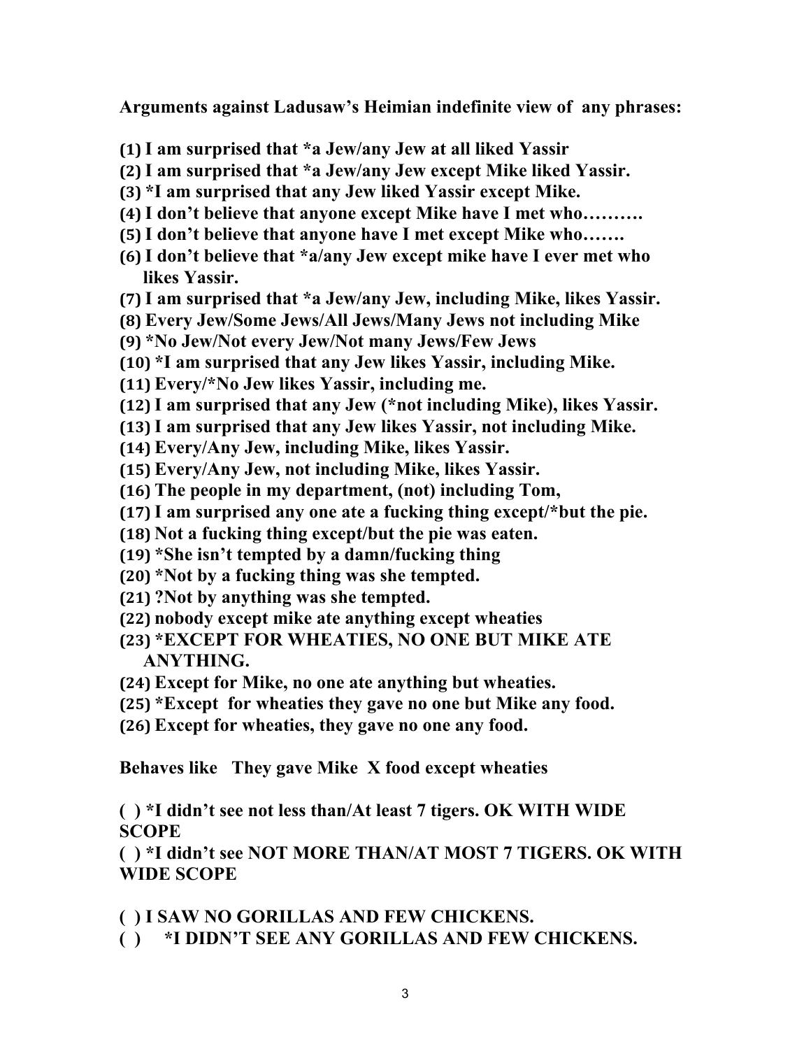**Arguments against Ladusaw's Heimian indefinite view of any phrases:**

(1) I am surprised that *a Jew/any Jew at all liked Yassir
(2) I am surprised that *a Jew/any Jew except Mike liked Yassir.
(3) *I am surprised that any Jew liked Yassir except Mike.
(4) I don't believe that anyone except Mike have I met who……….
(5) I don't believe that anyone have I met except Mike who…….
(6) I don't believe that *a/any Jew except mike have I ever met who likes Yassir.
(7) I am surprised that *a Jew/any Jew, including Mike, likes Yassir.
(8) Every Jew/Some Jews/All Jews/Many Jews not including Mike
(9) *No Jew/Not every Jew/Not many Jews/Few Jews
(10) *I am surprised that any Jew likes Yassir, including Mike.
(11) Every/*No Jew likes Yassir, including me.
(12) I am surprised that any Jew (*not including Mike), likes Yassir.
(13) I am surprised that any Jew likes Yassir, not including Mike.
(14) Every/Any Jew, including Mike, likes Yassir.
(15) Every/Any Jew, not including Mike, likes Yassir.
(16) The people in my department, (not) including Tom,
(17) I am surprised any one ate a fucking thing except/*but the pie.
(18) Not a fucking thing except/but the pie was eaten.
(19) *She isn't tempted by a damn/fucking thing
(20) *Not by a fucking thing was she tempted.
(21) ?Not by anything was she tempted.
(22) nobody except mike ate anything except wheaties
(23) *EXCEPT FOR WHEATIES, NO ONE BUT MIKE ATE ANYTHING.
(24) Except for Mike, no one ate anything but wheaties.
(25) *Except for wheaties they gave no one but Mike any food.
(26) Except for wheaties, they gave no one any food.

**Behaves like They gave Mike X food except wheaties**

**( ) *I didn't see not less than/At least 7 tigers. OK WITH WIDE SCOPE**

**( ) *I didn't see NOT MORE THAN/AT MOST 7 TIGERS. OK WITH WIDE SCOPE**

**( ) I SAW NO GORILLAS AND FEW CHICKENS.**

**( ) *I DIDN'T SEE ANY GORILLAS AND FEW CHICKENS.**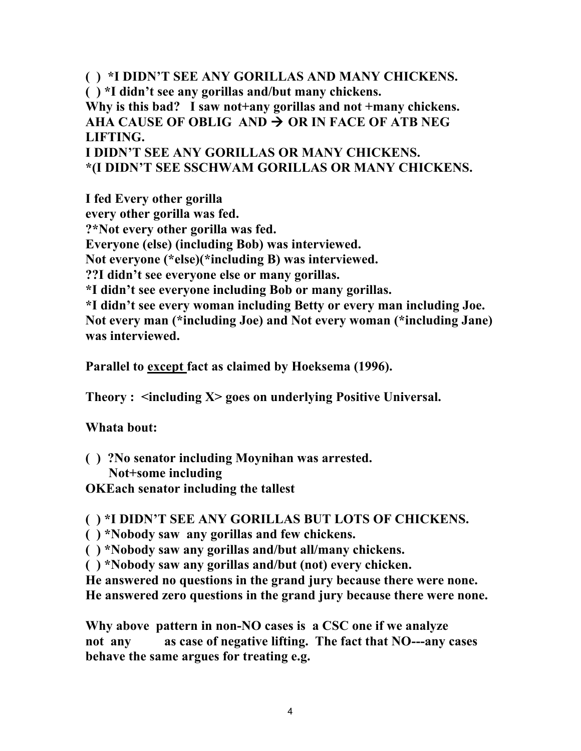**( ) \*I DIDN'T SEE ANY GORILLAS AND MANY CHICKENS.**
**( ) \*I didn't see any gorillas and/but many chickens.**
**Why is this bad? I saw not+any gorillas and not +many chickens.**
**AHA CAUSE OF OBLIG AND → OR IN FACE OF ATB NEG LIFTING.**
**I DIDN'T SEE ANY GORILLAS OR MANY CHICKENS.**
**\*(I DIDN'T SEE SSCHWAM GORILLAS OR MANY CHICKENS.**

**I fed Every other gorilla**
**every other gorilla was fed.**
**?\*Not every other gorilla was fed.**
**Everyone (else) (including Bob) was interviewed.**
**Not everyone (\*else)(\*including B) was interviewed.**
**??I didn't see everyone else or many gorillas.**
**\*I didn't see everyone including Bob or many gorillas.**
**\*I didn't see every woman including Betty or every man including Joe.**
**Not every man (\*including Joe) and Not every woman (\*including Jane) was interviewed.**

**Parallel to <u>except</u> fact as claimed by Hoeksema (1996).**

**Theory : <including X> goes on underlying Positive Universal.**

**Whata bout:**

**( ) ?No senator including Moynihan was arrested.**
**Not+some including**
**OKEach senator including the tallest**

**( ) \*I DIDN'T SEE ANY GORILLAS BUT LOTS OF CHICKENS.**
**( ) \*Nobody saw any gorillas and few chickens.**
**( ) \*Nobody saw any gorillas and/but all/many chickens.**
**( ) \*Nobody saw any gorillas and/but (not) every chicken.**
**He answered no questions in the grand jury because there were none.**
**He answered zero questions in the grand jury because there were none.**

**Why above pattern in non-NO cases is a CSC one if we analyze not any as case of negative lifting. The fact that NO---any cases behave the same argues for treating e.g.**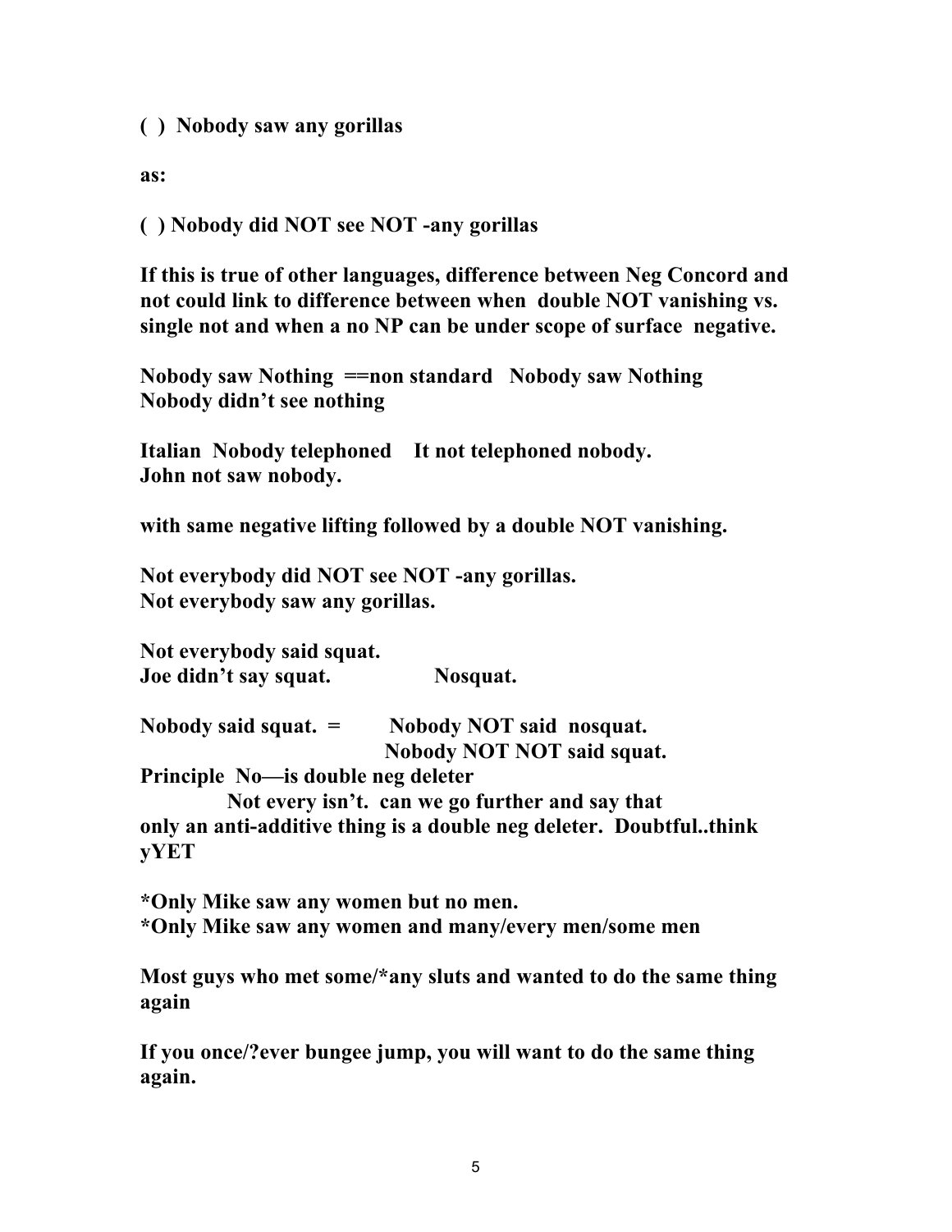**( ) Nobody saw any gorillas**

**as:**

**( ) Nobody did NOT see NOT -any gorillas**

**If this is true of other languages, difference between Neg Concord and not could link to difference between when double NOT vanishing vs. single not and when a no NP can be under scope of surface negative.**

**Nobody saw Nothing ==non standard Nobody saw Nothing**
**Nobody didn't see nothing**

**Italian Nobody telephoned It not telephoned nobody.**
**John not saw nobody.**

**with same negative lifting followed by a double NOT vanishing.**

**Not everybody did NOT see NOT -any gorillas.**
**Not everybody saw any gorillas.**

**Not everybody said squat.**
**Joe didn't say squat. Nosquat.**

**Nobody said squat. = Nobody NOT said nosquat.**
**Nobody NOT NOT said squat.**

**Principle No—is double neg deleter**
**Not every isn't. can we go further and say that only an anti-additive thing is a double neg deleter. Doubtful..think yYET**

***Only Mike saw any women but no men.**
***Only Mike saw any women and many/every men/some men**

**Most guys who met some/*any sluts and wanted to do the same thing again**

**If you once/?ever bungee jump, you will want to do the same thing again.**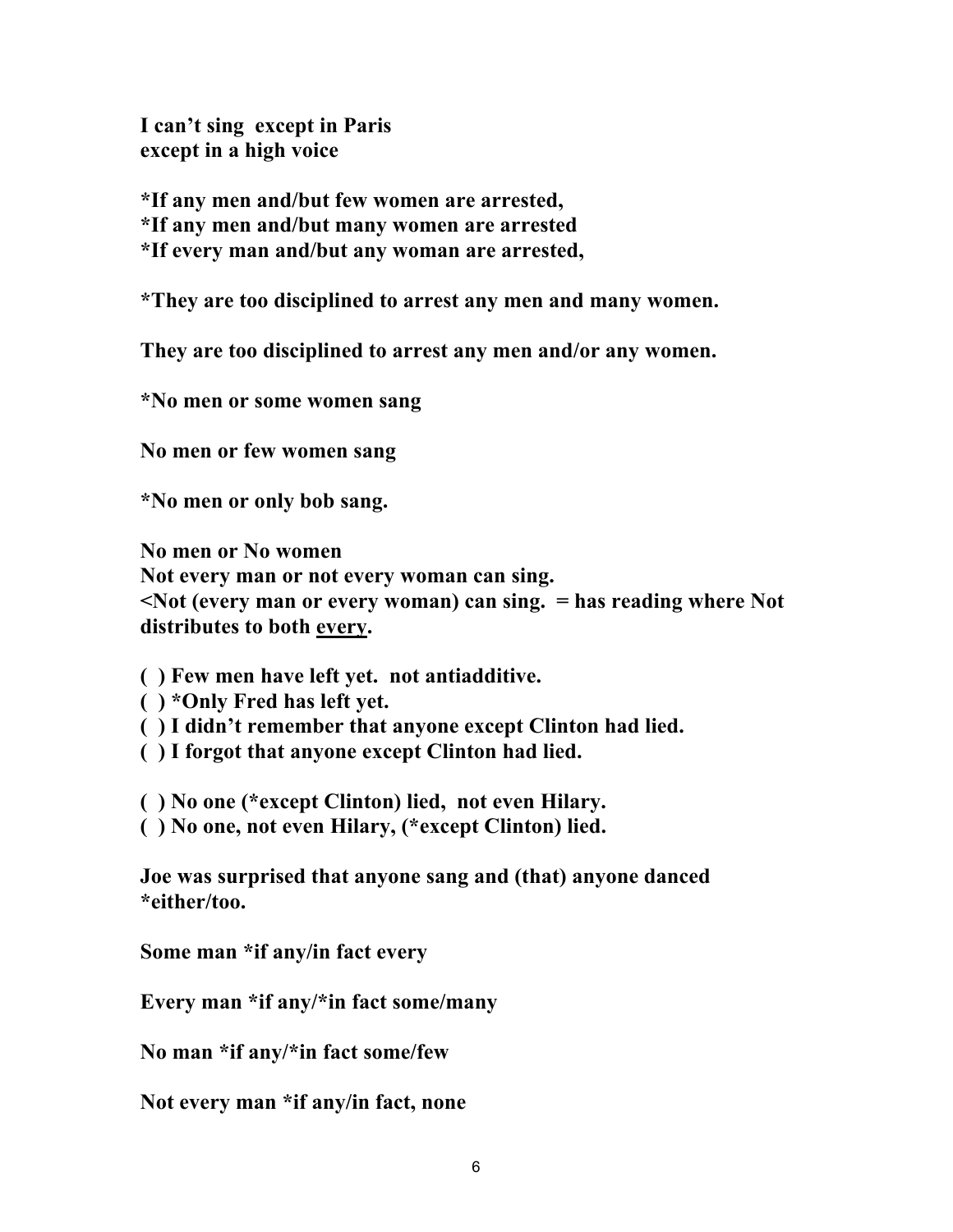**I can't sing except in Paris**
**except in a high voice**

**\*If any men and/but few women are arrested,**
**\*If any men and/but many women are arrested**
**\*If every man and/but any woman are arrested,**

**\*They are too disciplined to arrest any men and many women.**

**They are too disciplined to arrest any men and/or any women.**

**\*No men or some women sang**

**No men or few women sang**

**\*No men or only bob sang.**

**No men or No women**
**Not every man or not every woman can sing.**
**<Not (every man or every woman) can sing. = has reading where Not distributes to both <u>every</u>.**

**( ) Few men have left yet. not antiadditive.**
**( ) \*Only Fred has left yet.**
**( ) I didn't remember that anyone except Clinton had lied.**
**( ) I forgot that anyone except Clinton had lied.**

**( ) No one (\*except Clinton) lied, not even Hilary.**
**( ) No one, not even Hilary, (\*except Clinton) lied.**

**Joe was surprised that anyone sang and (that) anyone danced \*either/too.**

**Some man \*if any/in fact every**

**Every man \*if any/\*in fact some/many**

**No man \*if any/\*in fact some/few**

**Not every man \*if any/in fact, none**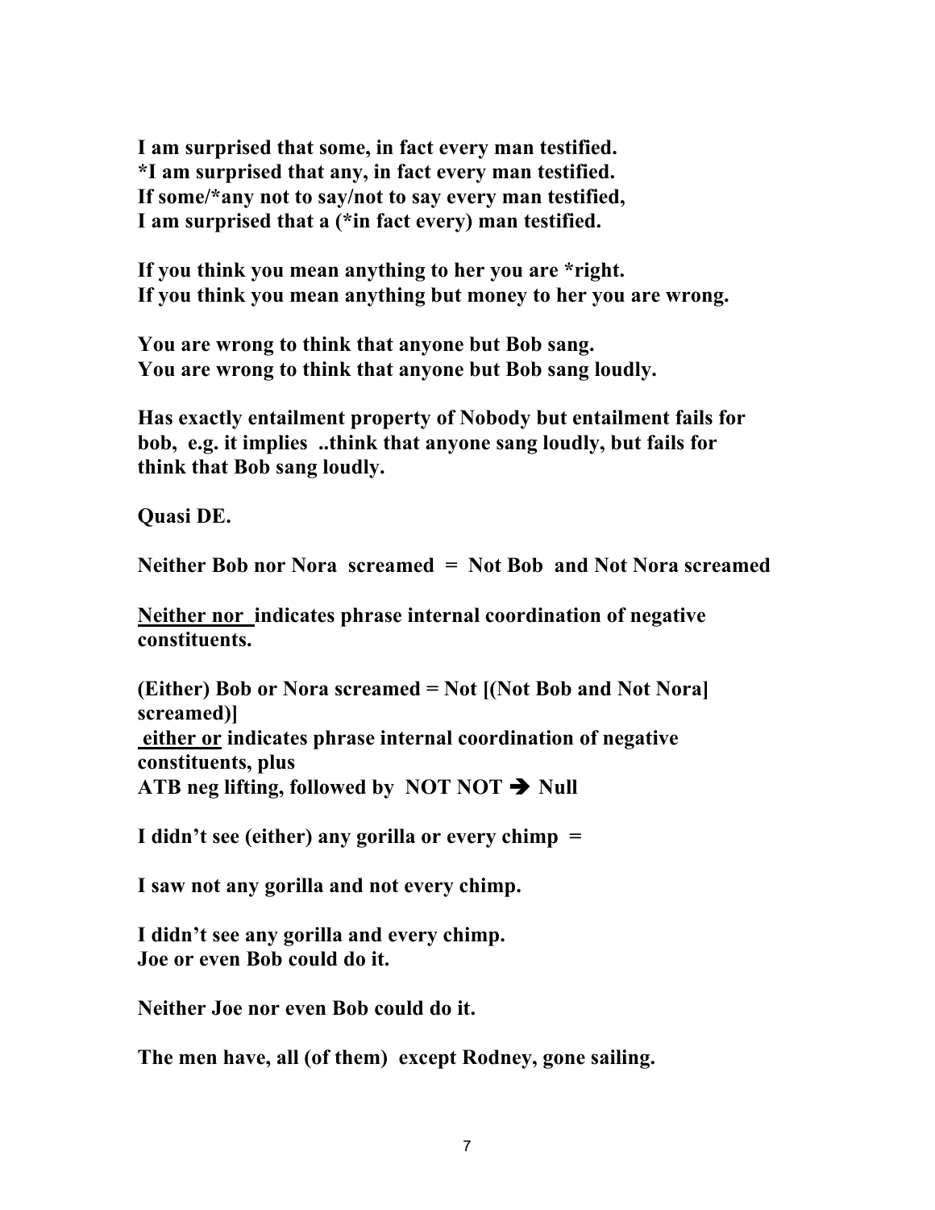**I am surprised that some, in fact every man testified.**
**\*I am surprised that any, in fact every man testified.**
**If some/\*any not to say/not to say every man testified,**
**I am surprised that a (\*in fact every) man testified.**

**If you think you mean anything to her you are \*right.**
**If you think you mean anything but money to her you are wrong.**

**You are wrong to think that anyone but Bob sang.**
**You are wrong to think that anyone but Bob sang loudly.**

**Has exactly entailment property of Nobody but entailment fails for bob, e.g. it implies ..think that anyone sang loudly, but fails for think that Bob sang loudly.**

**Quasi DE.**

**Neither Bob nor Nora screamed = Not Bob and Not Nora screamed**

**<u>Neither nor</u> indicates phrase internal coordination of negative constituents.**

**(Either) Bob or Nora screamed = Not [(Not Bob and Not Nora] screamed)]**
**<u>either or</u> indicates phrase internal coordination of negative constituents, plus**
**ATB neg lifting, followed by NOT NOT ➔ Null**

**I didn't see (either) any gorilla or every chimp =**

**I saw not any gorilla and not every chimp.**

**I didn't see any gorilla and every chimp.**
**Joe or even Bob could do it.**

**Neither Joe nor even Bob could do it.**

**The men have, all (of them) except Rodney, gone sailing.**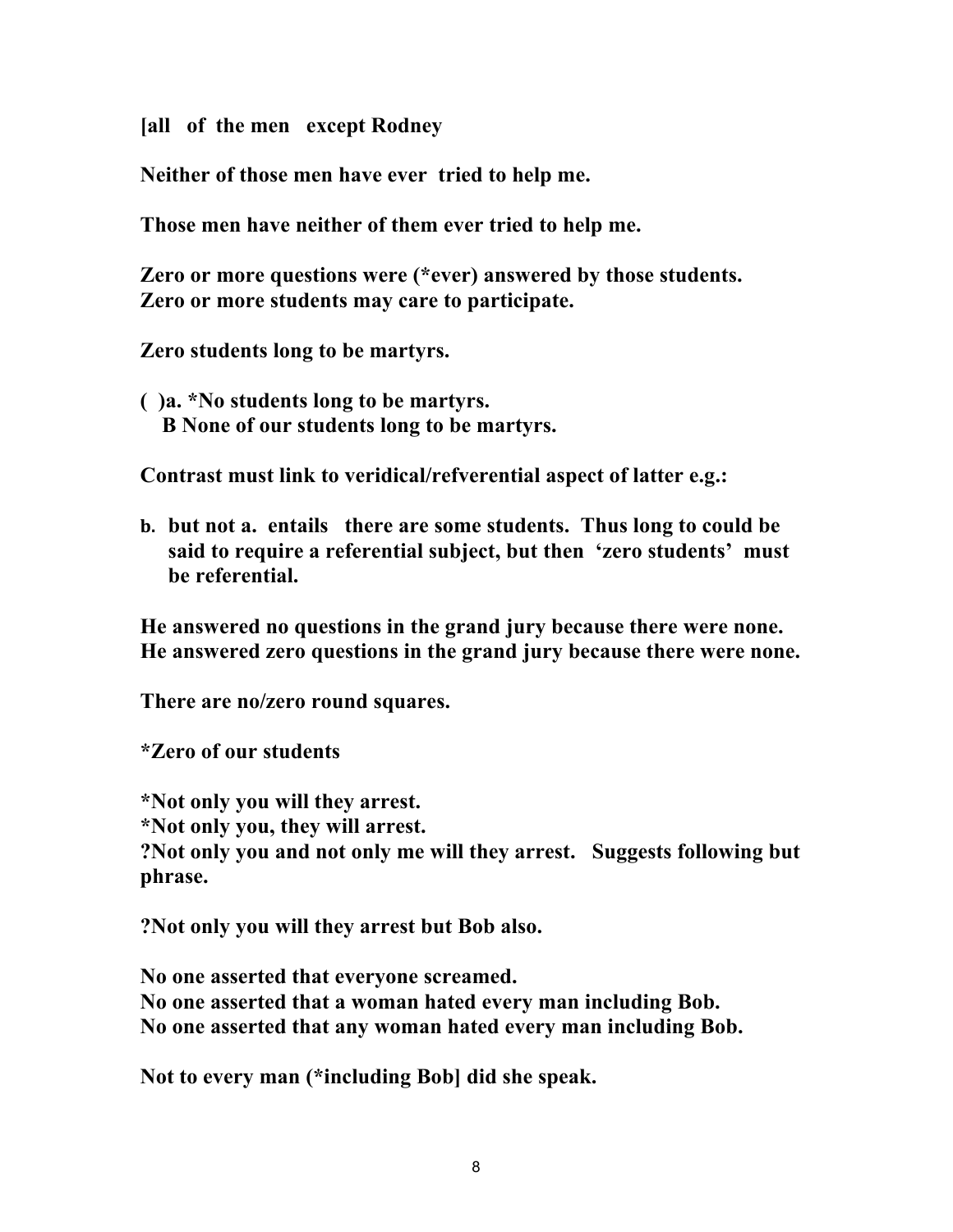**[all of the men except Rodney**

**Neither of those men have ever tried to help me.**

**Those men have neither of them ever tried to help me.**

**Zero or more questions were (*ever) answered by those students.**
**Zero or more students may care to participate.**

**Zero students long to be martyrs.**

**( )a. *No students long to be martyrs.**
**B None of our students long to be martyrs.**

**Contrast must link to veridical/refverential aspect of latter e.g.:**

**b. but not a. entails there are some students. Thus long to could be said to require a referential subject, but then 'zero students' must be referential.**

**He answered no questions in the grand jury because there were none.**
**He answered zero questions in the grand jury because there were none.**

**There are no/zero round squares.**

***Zero of our students**

***Not only you will they arrest.**
***Not only you, they will arrest.**
**?Not only you and not only me will they arrest. Suggests following but phrase.**

**?Not only you will they arrest but Bob also.**

**No one asserted that everyone screamed.**
**No one asserted that a woman hated every man including Bob.**
**No one asserted that any woman hated every man including Bob.**

**Not to every man (*including Bob] did she speak.**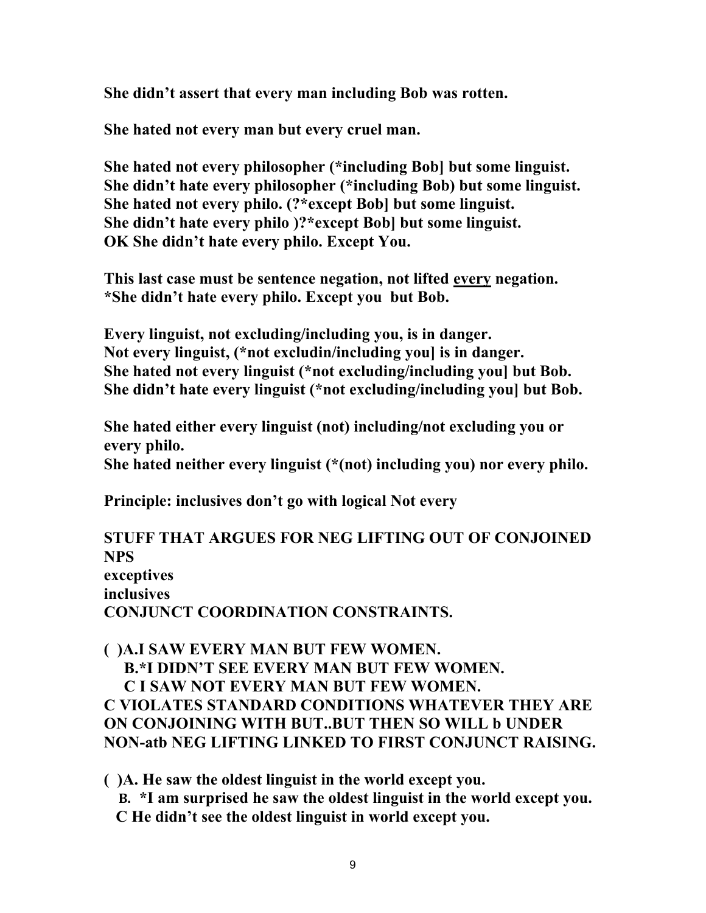**She didn't assert that every man including Bob was rotten.**

**She hated not every man but every cruel man.**

**She hated not every philosopher (*including Bob] but some linguist.**
**She didn't hate every philosopher (*including Bob) but some linguist.**
**She hated not every philo. (?*except Bob] but some linguist.**
**She didn't hate every philo )?*except Bob] but some linguist.**
**OK She didn't hate every philo. Except You.**

**This last case must be sentence negation, not lifted <u>every</u> negation.**
***She didn't hate every philo. Except you  but Bob.**

**Every linguist, not excluding/including you, is in danger.**
**Not every linguist, (*not excludin/including you] is in danger.**
**She hated not every linguist (*not excluding/including you] but Bob.**
**She didn't hate every linguist (*not excluding/including you] but Bob.**

**She hated either every linguist (not) including/not excluding you or every philo.**
**She hated neither every linguist (*(not) including you) nor every philo.**

**Principle: inclusives don't go with logical Not every**

**STUFF THAT ARGUES FOR NEG LIFTING OUT OF CONJOINED NPS**
**exceptives**
**inclusives**
**CONJUNCT COORDINATION CONSTRAINTS.**

**( )A.I SAW EVERY MAN BUT FEW WOMEN.**
**B.*I DIDN'T SEE EVERY MAN BUT FEW WOMEN.**
**C I SAW NOT EVERY MAN BUT FEW WOMEN.**
**C VIOLATES STANDARD CONDITIONS WHATEVER THEY ARE ON CONJOINING WITH BUT..BUT THEN SO WILL b UNDER NON-atb NEG LIFTING LINKED TO FIRST CONJUNCT RAISING.**

**( )A. He saw the oldest linguist in the world except you.**
**B. *I am surprised he saw the oldest linguist in the world except you.**
**C He didn't see the oldest linguist in world except you.**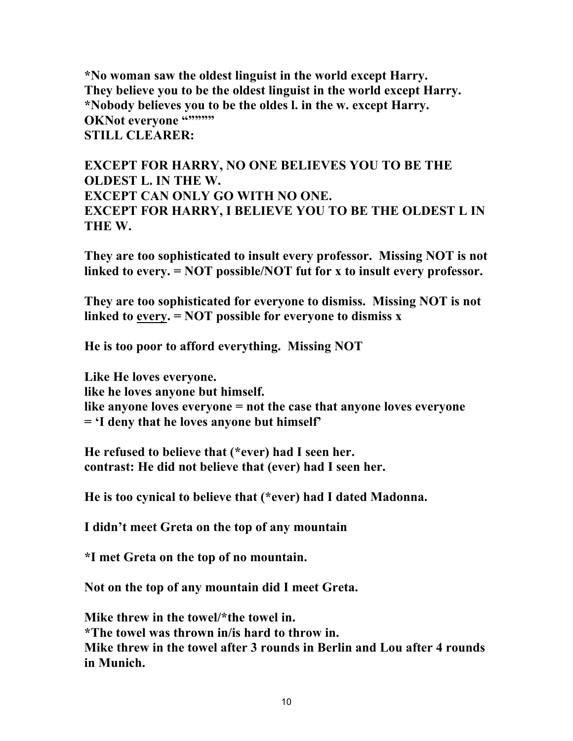**\*No woman saw the oldest linguist in the world except Harry.**
**They believe you to be the oldest linguist in the world except Harry.**
**\*Nobody believes you to be the oldes l. in the w. except Harry.**
**OKNot everyone “”””**
**STILL CLEARER:**

**EXCEPT FOR HARRY, NO ONE BELIEVES YOU TO BE THE OLDEST L. IN THE W.**
**EXCEPT CAN ONLY GO WITH NO ONE.**
**EXCEPT FOR HARRY, I BELIEVE YOU TO BE THE OLDEST L IN THE W.**

**They are too sophisticated to insult every professor. Missing NOT is not linked to every. = NOT possible/NOT fut for x to insult every professor.**

**They are too sophisticated for everyone to dismiss. Missing NOT is not linked to <u>every</u>. = NOT possible for everyone to dismiss x**

**He is too poor to afford everything. Missing NOT**

**Like He loves everyone.**
**like he loves anyone but himself.**
**like anyone loves everyone = not the case that anyone loves everyone**
**= ‘I deny that he loves anyone but himself’**

**He refused to believe that (\*ever) had I seen her.**
**contrast: He did not believe that (ever) had I seen her.**

**He is too cynical to believe that (\*ever) had I dated Madonna.**

**I didn’t meet Greta on the top of any mountain**

**\*I met Greta on the top of no mountain.**

**Not on the top of any mountain did I meet Greta.**

**Mike threw in the towel/\*the towel in.**
**\*The towel was thrown in/is hard to throw in.**
**Mike threw in the towel after 3 rounds in Berlin and Lou after 4 rounds in Munich.**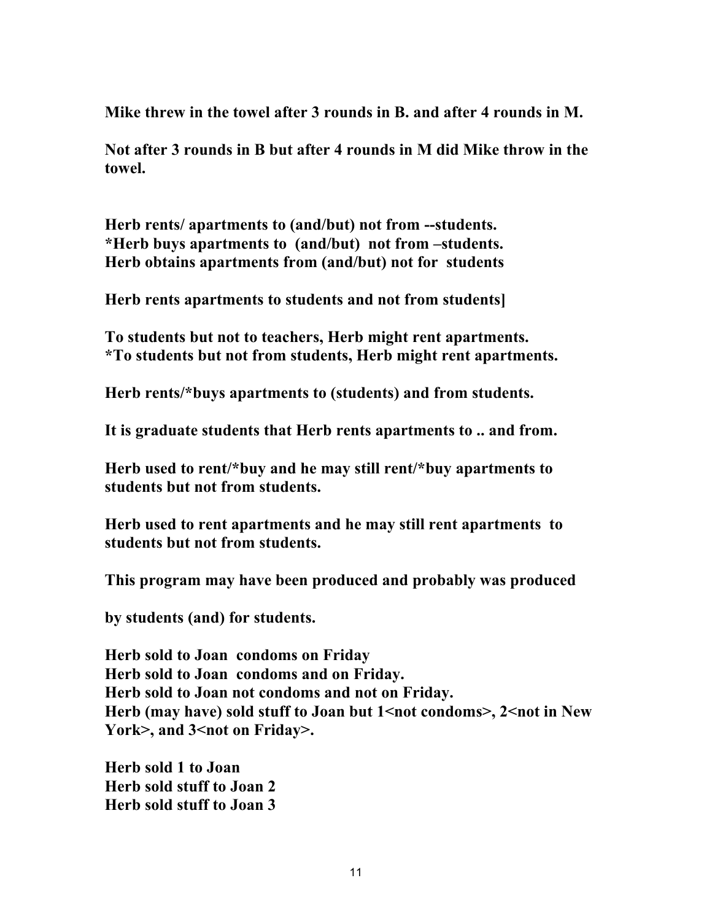**Mike threw in the towel after 3 rounds in B. and after 4 rounds in M.**

**Not after 3 rounds in B but after 4 rounds in M did Mike throw in the towel.**

**Herb rents/ apartments to (and/but) not from --students.**
**\*Herb buys apartments to (and/but) not from –students.**
**Herb obtains apartments from (and/but) not for students**

**Herb rents apartments to students and not from students]**

**To students but not to teachers, Herb might rent apartments.**
**\*To students but not from students, Herb might rent apartments.**

**Herb rents/\*buys apartments to (students) and from students.**

**It is graduate students that Herb rents apartments to .. and from.**

**Herb used to rent/\*buy and he may still rent/\*buy apartments to students but not from students.**

**Herb used to rent apartments and he may still rent apartments to students but not from students.**

**This program may have been produced and probably was produced**

**by students (and) for students.**

**Herb sold to Joan condoms on Friday**
**Herb sold to Joan condoms and on Friday.**
**Herb sold to Joan not condoms and not on Friday.**
**Herb (may have) sold stuff to Joan but 1<not condoms>, 2<not in New York>, and 3<not on Friday>.**

**Herb sold 1 to Joan**
**Herb sold stuff to Joan 2**
**Herb sold stuff to Joan 3**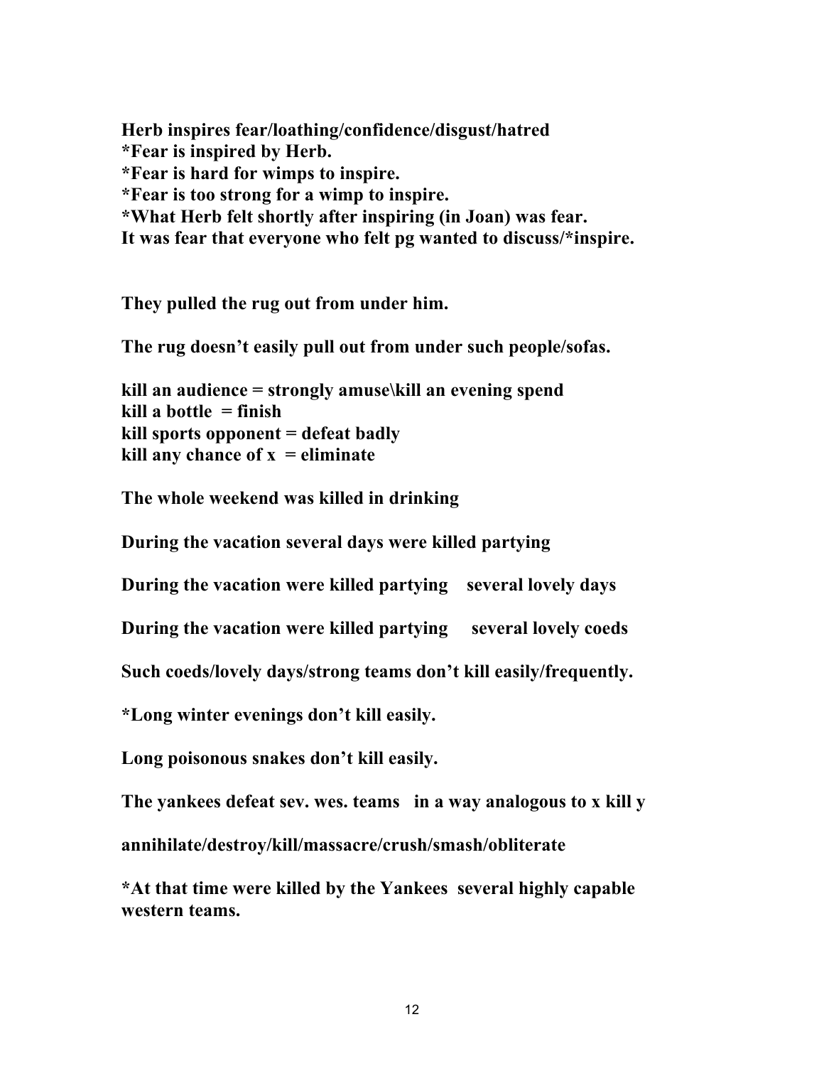**Herb inspires fear/loathing/confidence/disgust/hatred**
**\*Fear is inspired by Herb.**
**\*Fear is hard for wimps to inspire.**
**\*Fear is too strong for a wimp to inspire.**
**\*What Herb felt shortly after inspiring (in Joan) was fear.**
**It was fear that everyone who felt pg wanted to discuss/\*inspire.**

**They pulled the rug out from under him.**

**The rug doesn't easily pull out from under such people/sofas.**

**kill an audience = strongly amuse\kill an evening spend**
**kill a bottle = finish**
**kill sports opponent = defeat badly**
**kill any chance of x = eliminate**

**The whole weekend was killed in drinking**

**During the vacation several days were killed partying**

**During the vacation were killed partying several lovely days**

**During the vacation were killed partying several lovely coeds**

**Such coeds/lovely days/strong teams don't kill easily/frequently.**

**\*Long winter evenings don't kill easily.**

**Long poisonous snakes don't kill easily.**

**The yankees defeat sev. wes. teams in a way analogous to x kill y**

**annihilate/destroy/kill/massacre/crush/smash/obliterate**

**\*At that time were killed by the Yankees several highly capable western teams.**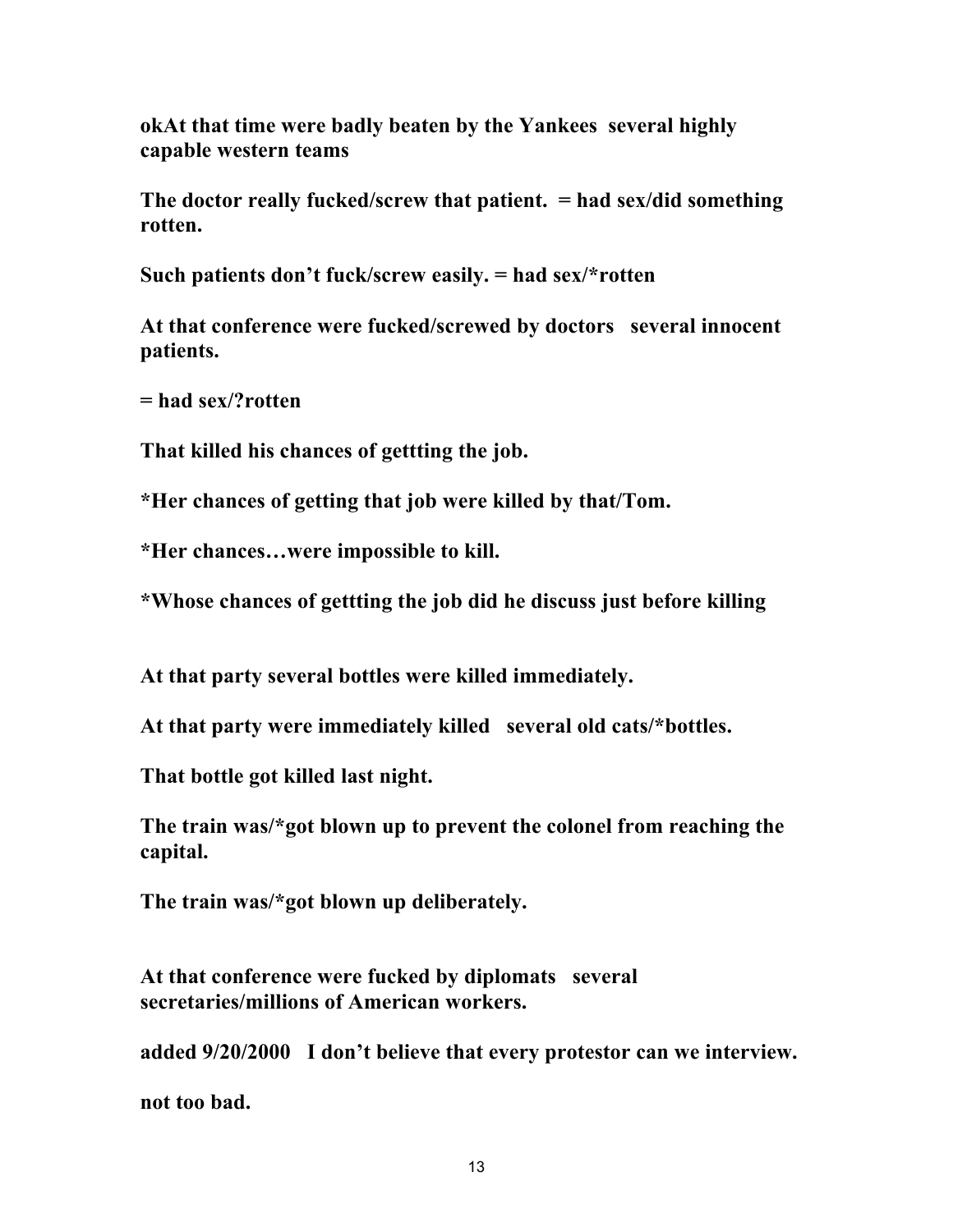**okAt that time were badly beaten by the Yankees several highly capable western teams**

**The doctor really fucked/screw that patient. = had sex/did something rotten.**

**Such patients don't fuck/screw easily. = had sex/*rotten**

**At that conference were fucked/screwed by doctors several innocent patients.**

**= had sex/?rotten**

**That killed his chances of gettting the job.**

***Her chances of getting that job were killed by that/Tom.**

***Her chances…were impossible to kill.**

***Whose chances of gettting the job did he discuss just before killing**

**At that party several bottles were killed immediately.**

**At that party were immediately killed several old cats/*bottles.**

**That bottle got killed last night.**

**The train was/*got blown up to prevent the colonel from reaching the capital.**

**The train was/*got blown up deliberately.**

**At that conference were fucked by diplomats several secretaries/millions of American workers.**

**added 9/20/2000 I don't believe that every protestor can we interview.**

**not too bad.**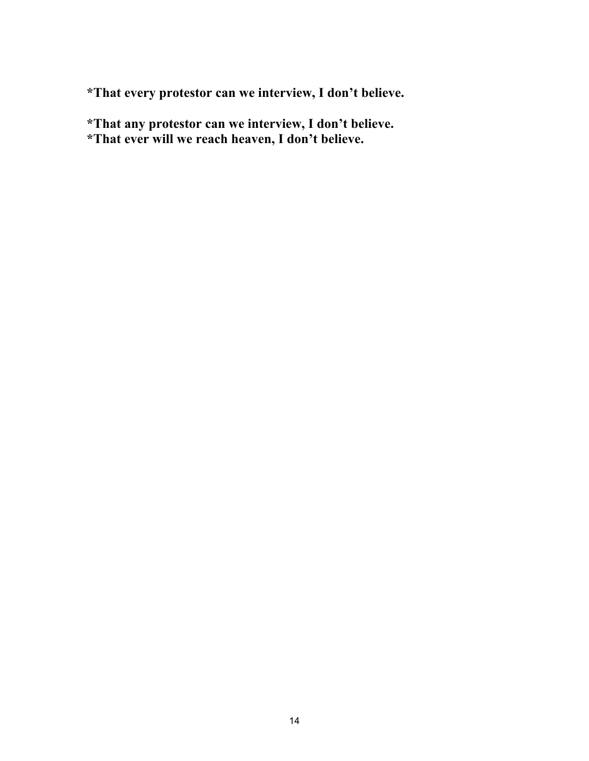**\*That every protestor can we interview, I don’t believe.**

**\*That any protestor can we interview, I don’t believe.**
**\*That ever will we reach heaven, I don’t believe.**